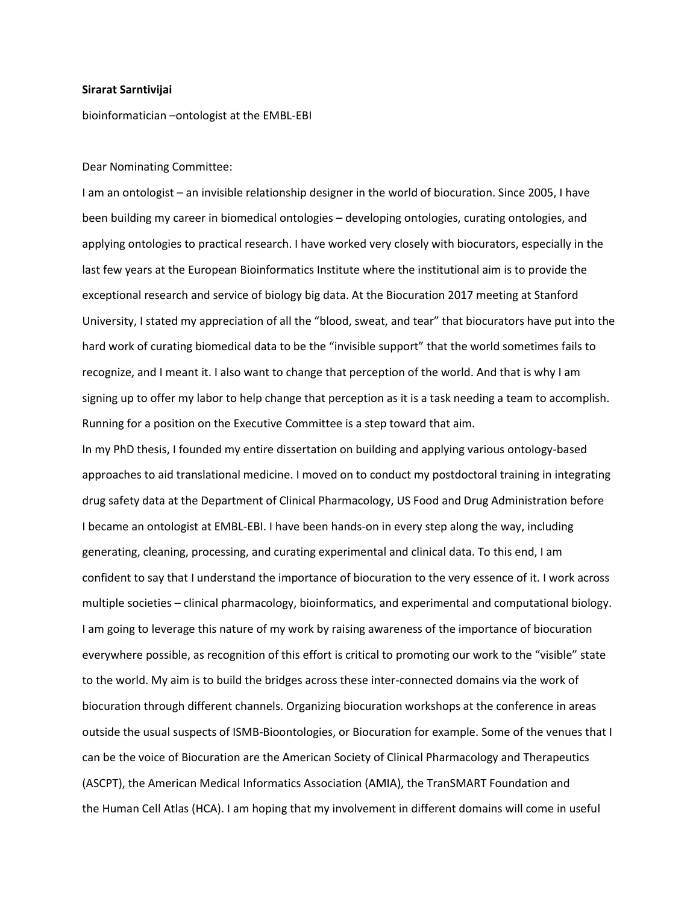**Sirarat Sarntivijai**

bioinformatician –ontologist at the EMBL-EBI

Dear Nominating Committee:

I am an ontologist – an invisible relationship designer in the world of biocuration. Since 2005, I have been building my career in biomedical ontologies – developing ontologies, curating ontologies, and applying ontologies to practical research. I have worked very closely with biocurators, especially in the last few years at the European Bioinformatics Institute where the institutional aim is to provide the exceptional research and service of biology big data. At the Biocuration 2017 meeting at Stanford University, I stated my appreciation of all the "blood, sweat, and tear" that biocurators have put into the hard work of curating biomedical data to be the "invisible support" that the world sometimes fails to recognize, and I meant it. I also want to change that perception of the world. And that is why I am signing up to offer my labor to help change that perception as it is a task needing a team to accomplish. Running for a position on the Executive Committee is a step toward that aim.

In my PhD thesis, I founded my entire dissertation on building and applying various ontology-based approaches to aid translational medicine. I moved on to conduct my postdoctoral training in integrating drug safety data at the Department of Clinical Pharmacology, US Food and Drug Administration before I became an ontologist at EMBL-EBI. I have been hands-on in every step along the way, including generating, cleaning, processing, and curating experimental and clinical data. To this end, I am confident to say that I understand the importance of biocuration to the very essence of it. I work across multiple societies – clinical pharmacology, bioinformatics, and experimental and computational biology. I am going to leverage this nature of my work by raising awareness of the importance of biocuration everywhere possible, as recognition of this effort is critical to promoting our work to the "visible" state to the world. My aim is to build the bridges across these inter-connected domains via the work of biocuration through different channels. Organizing biocuration workshops at the conference in areas outside the usual suspects of ISMB-Bioontologies, or Biocuration for example. Some of the venues that I can be the voice of Biocuration are the American Society of Clinical Pharmacology and Therapeutics (ASCPT), the American Medical Informatics Association (AMIA), the TranSMART Foundation and the Human Cell Atlas (HCA). I am hoping that my involvement in different domains will come in useful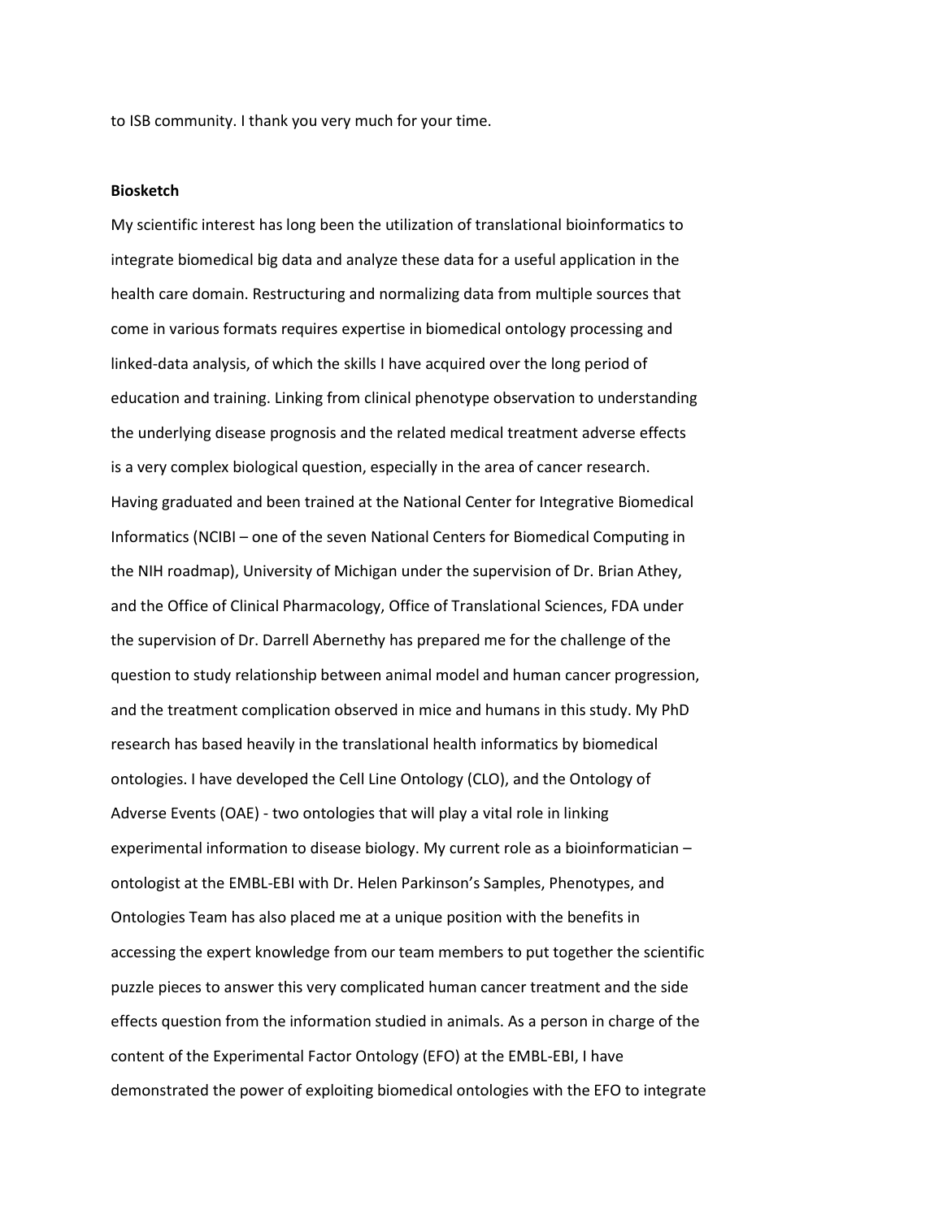to ISB community. I thank you very much for your time.

**Biosketch**

My scientific interest has long been the utilization of translational bioinformatics to integrate biomedical big data and analyze these data for a useful application in the health care domain. Restructuring and normalizing data from multiple sources that come in various formats requires expertise in biomedical ontology processing and linked-data analysis, of which the skills I have acquired over the long period of education and training. Linking from clinical phenotype observation to understanding the underlying disease prognosis and the related medical treatment adverse effects is a very complex biological question, especially in the area of cancer research. Having graduated and been trained at the National Center for Integrative Biomedical Informatics (NCIBI – one of the seven National Centers for Biomedical Computing in the NIH roadmap), University of Michigan under the supervision of Dr. Brian Athey, and the Office of Clinical Pharmacology, Office of Translational Sciences, FDA under the supervision of Dr. Darrell Abernethy has prepared me for the challenge of the question to study relationship between animal model and human cancer progression, and the treatment complication observed in mice and humans in this study. My PhD research has based heavily in the translational health informatics by biomedical ontologies. I have developed the Cell Line Ontology (CLO), and the Ontology of Adverse Events (OAE) - two ontologies that will play a vital role in linking experimental information to disease biology. My current role as a bioinformatician – ontologist at the EMBL-EBI with Dr. Helen Parkinson's Samples, Phenotypes, and Ontologies Team has also placed me at a unique position with the benefits in accessing the expert knowledge from our team members to put together the scientific puzzle pieces to answer this very complicated human cancer treatment and the side effects question from the information studied in animals. As a person in charge of the content of the Experimental Factor Ontology (EFO) at the EMBL-EBI, I have demonstrated the power of exploiting biomedical ontologies with the EFO to integrate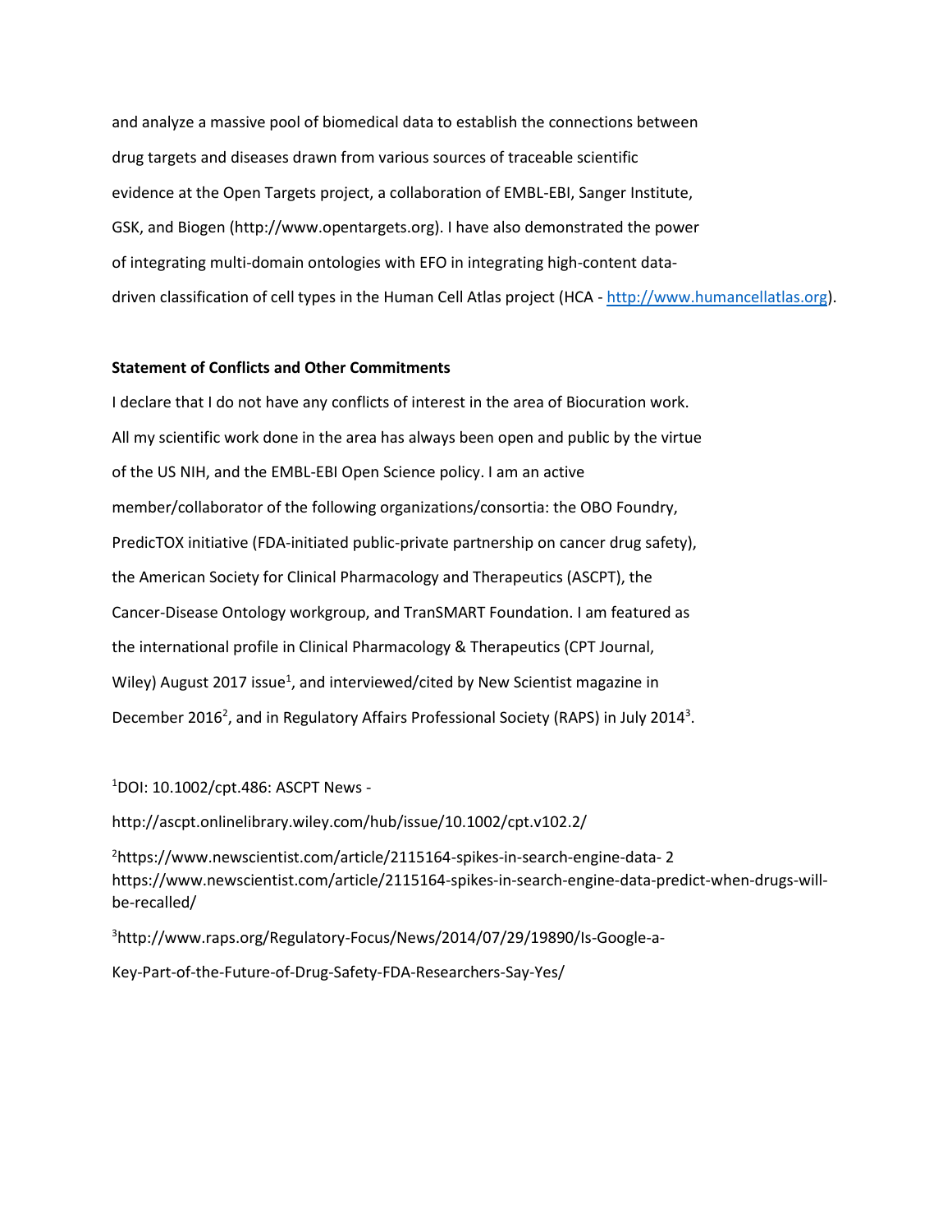and analyze a massive pool of biomedical data to establish the connections between drug targets and diseases drawn from various sources of traceable scientific evidence at the Open Targets project, a collaboration of EMBL-EBI, Sanger Institute, GSK, and Biogen (http://www.opentargets.org). I have also demonstrated the power of integrating multi-domain ontologies with EFO in integrating high-content data-driven classification of cell types in the Human Cell Atlas project (HCA - http://www.humancellatlas.org).

**Statement of Conflicts and Other Commitments**

I declare that I do not have any conflicts of interest in the area of Biocuration work. All my scientific work done in the area has always been open and public by the virtue of the US NIH, and the EMBL-EBI Open Science policy. I am an active member/collaborator of the following organizations/consortia: the OBO Foundry, PredicTOX initiative (FDA-initiated public-private partnership on cancer drug safety), the American Society for Clinical Pharmacology and Therapeutics (ASCPT), the Cancer-Disease Ontology workgroup, and TranSMART Foundation. I am featured as the international profile in Clinical Pharmacology & Therapeutics (CPT Journal, Wiley) August 2017 issue[1], and interviewed/cited by New Scientist magazine in December 2016[2], and in Regulatory Affairs Professional Society (RAPS) in July 2014[3].

[1]DOI: 10.1002/cpt.486: ASCPT News - http://ascpt.onlinelibrary.wiley.com/hub/issue/10.1002/cpt.v102.2/

[2]https://www.newscientist.com/article/2115164-spikes-in-search-engine-data- 2 https://www.newscientist.com/article/2115164-spikes-in-search-engine-data-predict-when-drugs-will-be-recalled/

[3]http://www.raps.org/Regulatory-Focus/News/2014/07/29/19890/Is-Google-a-Key-Part-of-the-Future-of-Drug-Safety-FDA-Researchers-Say-Yes/